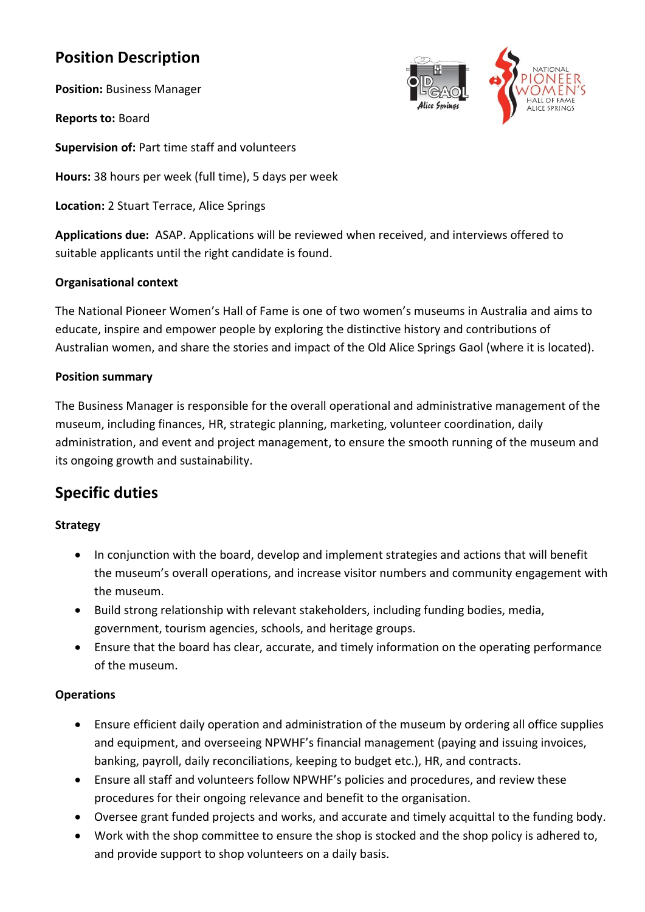# Position Description

**Position:** Business Manager

**Reports to:** Board

**Supervision of:** Part time staff and volunteers

**Hours:** 38 hours per week (full time), 5 days per week

**Location:** 2 Stuart Terrace, Alice Springs

**Applications due:** ASAP. Applications will be reviewed when received, and interviews offered to suitable applicants until the right candidate is found.

### Organisational context

The National Pioneer Women's Hall of Fame is one of two women's museums in Australia and aims to educate, inspire and empower people by exploring the distinctive history and contributions of Australian women, and share the stories and impact of the Old Alice Springs Gaol (where it is located).

### Position summary

The Business Manager is responsible for the overall operational and administrative management of the museum, including finances, HR, strategic planning, marketing, volunteer coordination, daily administration, and event and project management, to ensure the smooth running of the museum and its ongoing growth and sustainability.

## Specific duties

### Strategy

- In conjunction with the board, develop and implement strategies and actions that will benefit the museum's overall operations, and increase visitor numbers and community engagement with the museum.
- Build strong relationship with relevant stakeholders, including funding bodies, media, government, tourism agencies, schools, and heritage groups.
- Ensure that the board has clear, accurate, and timely information on the operating performance of the museum.

### Operations

- Ensure efficient daily operation and administration of the museum by ordering all office supplies and equipment, and overseeing NPWHF's financial management (paying and issuing invoices, banking, payroll, daily reconciliations, keeping to budget etc.), HR, and contracts.
- Ensure all staff and volunteers follow NPWHF's policies and procedures, and review these procedures for their ongoing relevance and benefit to the organisation.
- Oversee grant funded projects and works, and accurate and timely acquittal to the funding body.
- Work with the shop committee to ensure the shop is stocked and the shop policy is adhered to, and provide support to shop volunteers on a daily basis.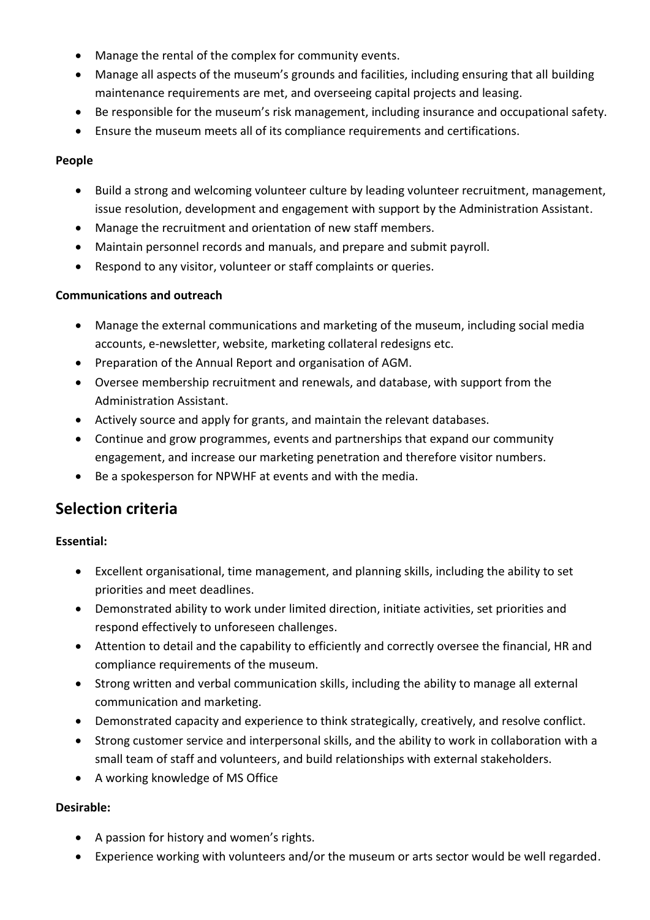- Manage the rental of the complex for community events.
- Manage all aspects of the museum's grounds and facilities, including ensuring that all building maintenance requirements are met, and overseeing capital projects and leasing.
- Be responsible for the museum's risk management, including insurance and occupational safety.
- Ensure the museum meets all of its compliance requirements and certifications.

**People**

- Build a strong and welcoming volunteer culture by leading volunteer recruitment, management, issue resolution, development and engagement with support by the Administration Assistant.
- Manage the recruitment and orientation of new staff members.
- Maintain personnel records and manuals, and prepare and submit payroll.
- Respond to any visitor, volunteer or staff complaints or queries.

**Communications and outreach**

- Manage the external communications and marketing of the museum, including social media accounts, e-newsletter, website, marketing collateral redesigns etc.
- Preparation of the Annual Report and organisation of AGM.
- Oversee membership recruitment and renewals, and database, with support from the Administration Assistant.
- Actively source and apply for grants, and maintain the relevant databases.
- Continue and grow programmes, events and partnerships that expand our community engagement, and increase our marketing penetration and therefore visitor numbers.
- Be a spokesperson for NPWHF at events and with the media.

## Selection criteria

**Essential:**

- Excellent organisational, time management, and planning skills, including the ability to set priorities and meet deadlines.
- Demonstrated ability to work under limited direction, initiate activities, set priorities and respond effectively to unforeseen challenges.
- Attention to detail and the capability to efficiently and correctly oversee the financial, HR and compliance requirements of the museum.
- Strong written and verbal communication skills, including the ability to manage all external communication and marketing.
- Demonstrated capacity and experience to think strategically, creatively, and resolve conflict.
- Strong customer service and interpersonal skills, and the ability to work in collaboration with a small team of staff and volunteers, and build relationships with external stakeholders.
- A working knowledge of MS Office

**Desirable:**

- A passion for history and women's rights.
- Experience working with volunteers and/or the museum or arts sector would be well regarded.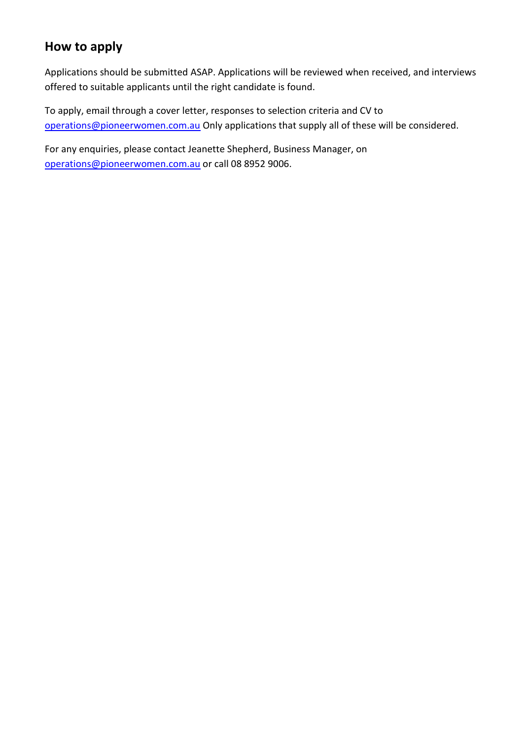## How to apply

Applications should be submitted ASAP. Applications will be reviewed when received, and interviews offered to suitable applicants until the right candidate is found.

To apply, email through a cover letter, responses to selection criteria and CV to operations@pioneerwomen.com.au Only applications that supply all of these will be considered.

For any enquiries, please contact Jeanette Shepherd, Business Manager, on operations@pioneerwomen.com.au or call 08 8952 9006.